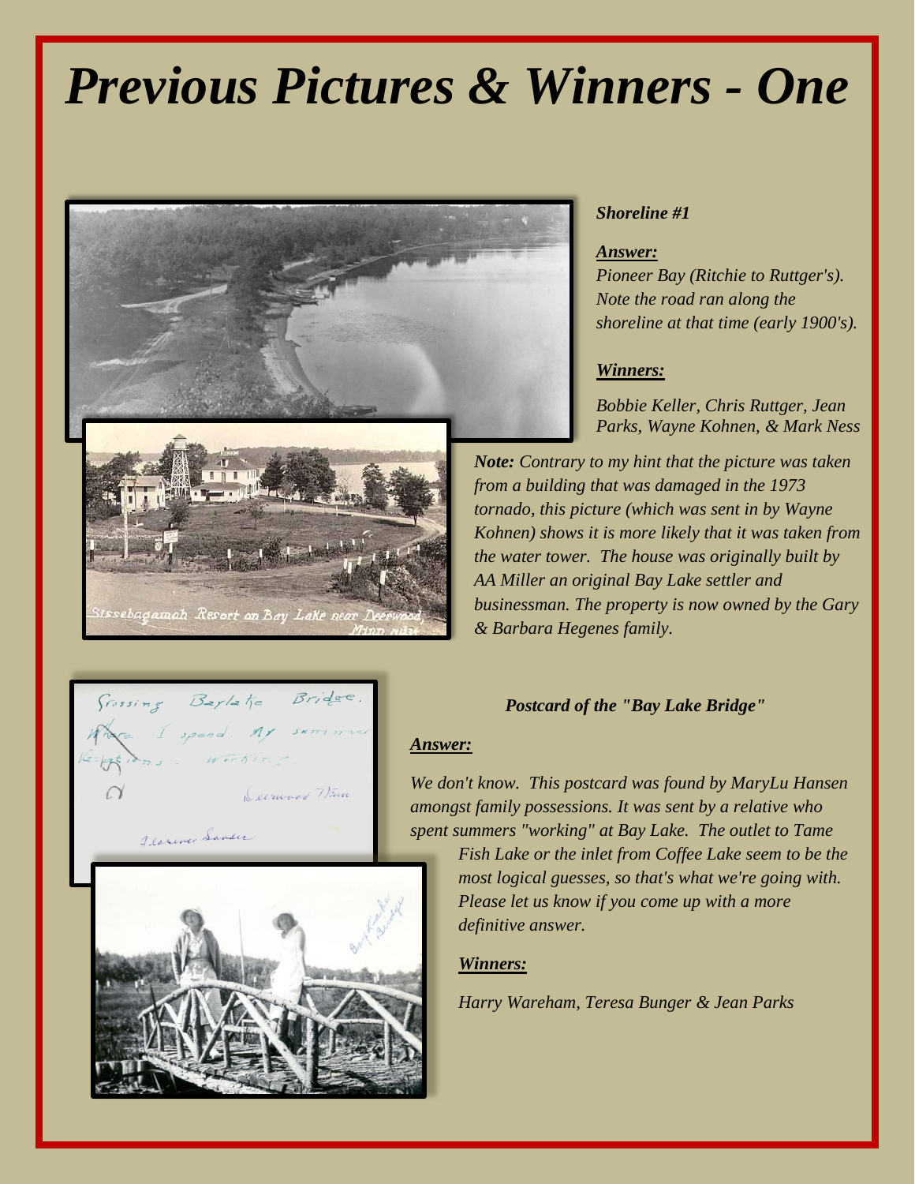# Previous Pictures & Winners - One

***Shoreline #1***

***Answer:***

*Pioneer Bay (Ritchie to Ruttger's). Note the road ran along the shoreline at that time (early 1900's).*

***Winners:***

*Bobbie Keller, Chris Ruttger, Jean Parks, Wayne Kohnen, & Mark Ness*

***Note:*** *Contrary to my hint that the picture was taken from a building that was damaged in the 1973 tornado, this picture (which was sent in by Wayne Kohnen) shows it is more likely that it was taken from the water tower. The house was originally built by AA Miller an original Bay Lake settler and businessman. The property is now owned by the Gary & Barbara Hegenes family.*

Sissebagamah Resort on Bay Lake near Deerwood, Minn N834

Crossing Baylake Bridge. Where I spend My summer Vacations - Working. Deerwood Minn

Florence Sandle

***Postcard of the "Bay Lake Bridge"***

***Answer:***

*We don't know. This postcard was found by MaryLu Hansen amongst family possessions. It was sent by a relative who spent summers "working" at Bay Lake. The outlet to Tame Fish Lake or the inlet from Coffee Lake seem to be the most logical guesses, so that's what we're going with. Please let us know if you come up with a more definitive answer.*

***Winners:***

*Harry Wareham, Teresa Bunger & Jean Parks*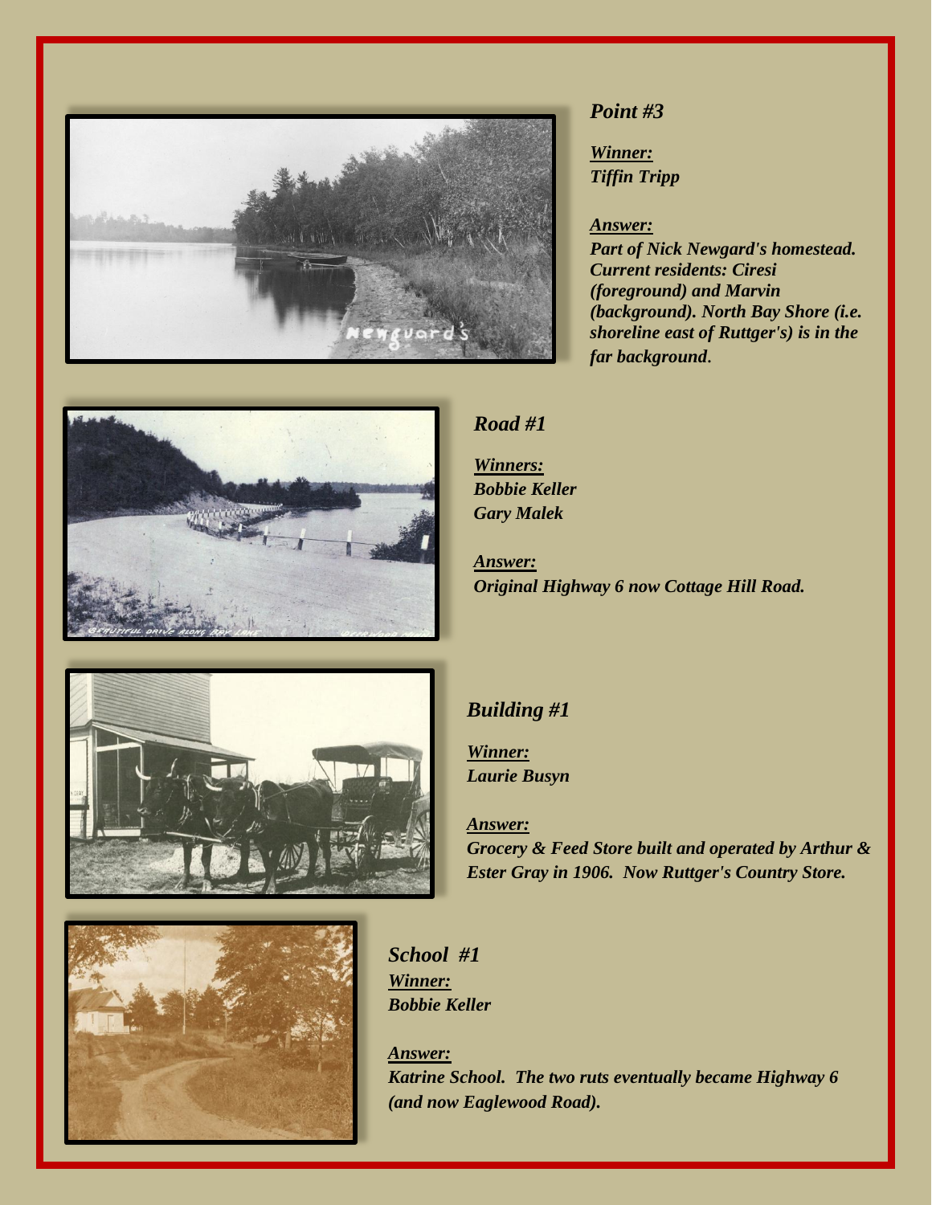### *Point #3*

***Winner:***
***Tiffin Tripp***

***Answer:***
***Part of Nick Newgard's homestead. Current residents: Ciresi (foreground) and Marvin (background). North Bay Shore (i.e. shoreline east of Ruttger's) is in the far background.***

### *Road #1*

***Winners:***
***Bobbie Keller***
***Gary Malek***

***Answer:***
***Original Highway 6 now Cottage Hill Road.***

### *Building #1*

***Winner:***
***Laurie Busyn***

***Answer:***
***Grocery & Feed Store built and operated by Arthur & Ester Gray in 1906. Now Ruttger's Country Store.***

### *School #1*

***Winner:***
***Bobbie Keller***

***Answer:***
***Katrine School. The two ruts eventually became Highway 6 (and now Eaglewood Road).***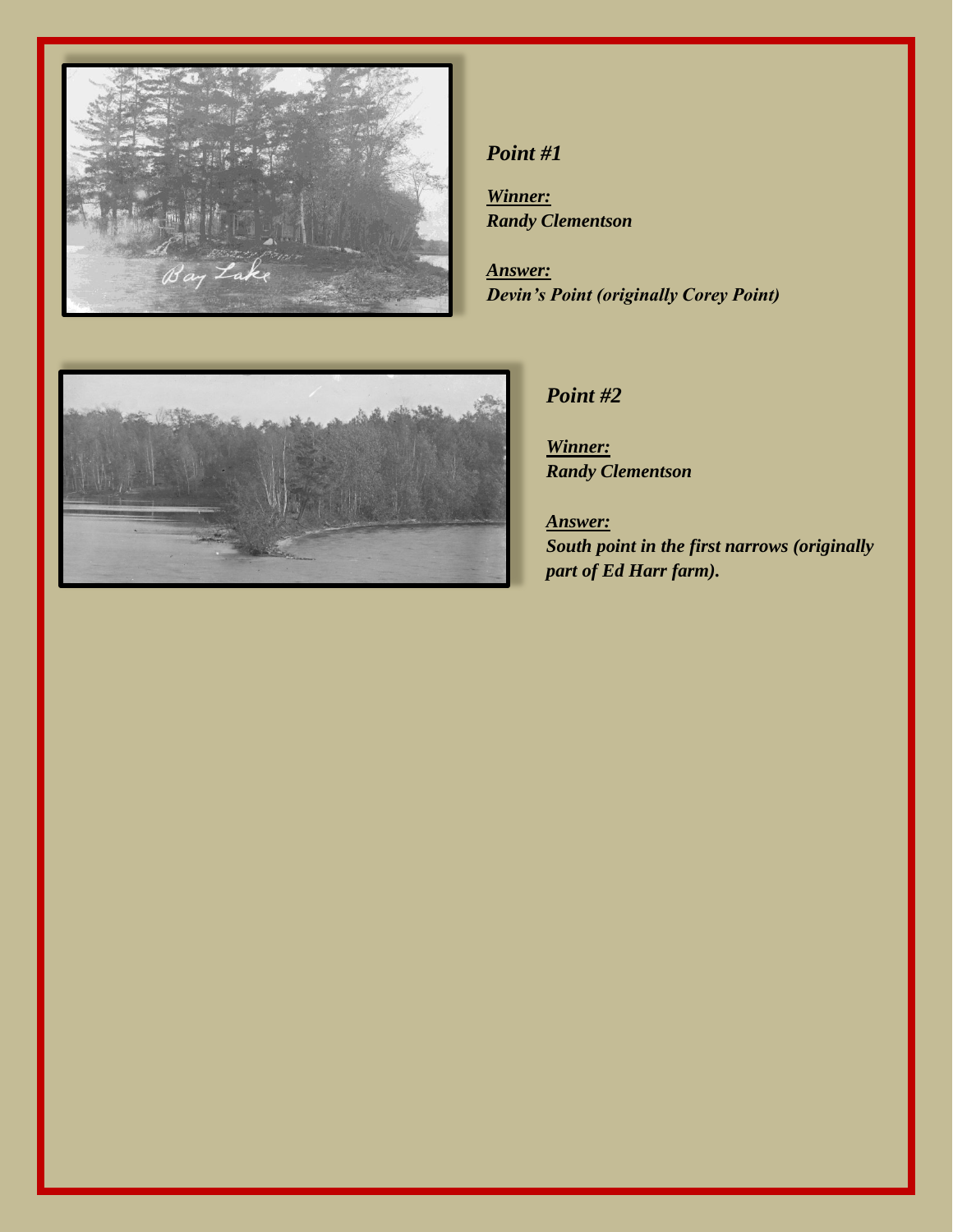***Point #1***

***<u>Winner:</u>***
***Randy Clementson***

***<u>Answer:</u>***
***Devin's Point (originally Corey Point)***

***Point #2***

***<u>Winner:</u>***
***Randy Clementson***

***<u>Answer:</u>***
***South point in the first narrows (originally part of Ed Harr farm).***